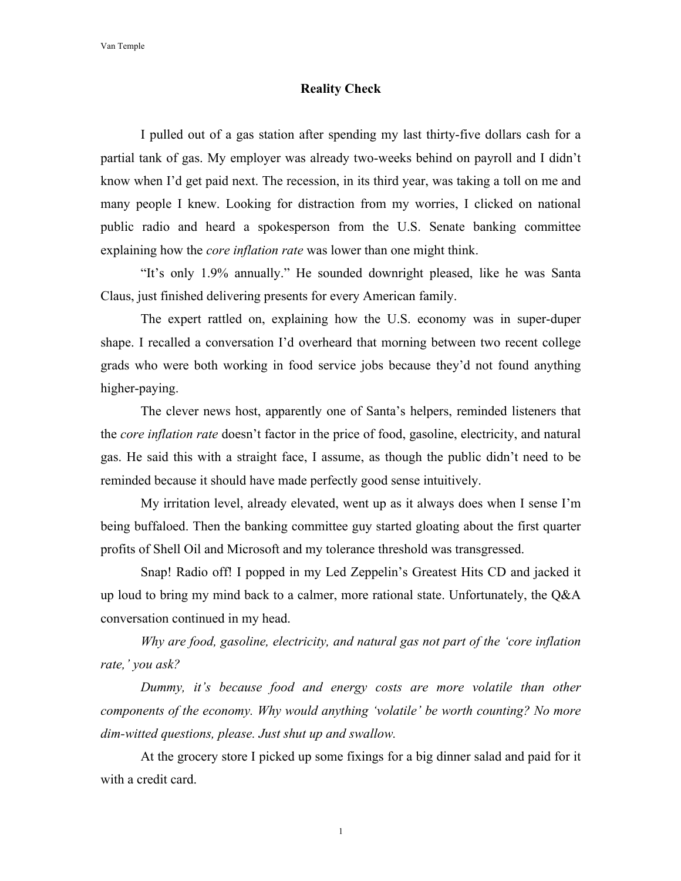# Reality Check

I pulled out of a gas station after spending my last thirty-five dollars cash for a partial tank of gas. My employer was already two-weeks behind on payroll and I didn't know when I'd get paid next. The recession, in its third year, was taking a toll on me and many people I knew. Looking for distraction from my worries, I clicked on national public radio and heard a spokesperson from the U.S. Senate banking committee explaining how the *core inflation rate* was lower than one might think.

"It's only 1.9% annually." He sounded downright pleased, like he was Santa Claus, just finished delivering presents for every American family.

The expert rattled on, explaining how the U.S. economy was in super-duper shape. I recalled a conversation I'd overheard that morning between two recent college grads who were both working in food service jobs because they'd not found anything higher-paying.

The clever news host, apparently one of Santa's helpers, reminded listeners that the *core inflation rate* doesn't factor in the price of food, gasoline, electricity, and natural gas. He said this with a straight face, I assume, as though the public didn't need to be reminded because it should have made perfectly good sense intuitively.

My irritation level, already elevated, went up as it always does when I sense I'm being buffaloed. Then the banking committee guy started gloating about the first quarter profits of Shell Oil and Microsoft and my tolerance threshold was transgressed.

Snap! Radio off! I popped in my Led Zeppelin's Greatest Hits CD and jacked it up loud to bring my mind back to a calmer, more rational state. Unfortunately, the Q&A conversation continued in my head.

*Why are food, gasoline, electricity, and natural gas not part of the 'core inflation rate,' you ask?*

*Dummy, it's because food and energy costs are more volatile than other components of the economy. Why would anything 'volatile' be worth counting? No more dim-witted questions, please. Just shut up and swallow.*

At the grocery store I picked up some fixings for a big dinner salad and paid for it with a credit card.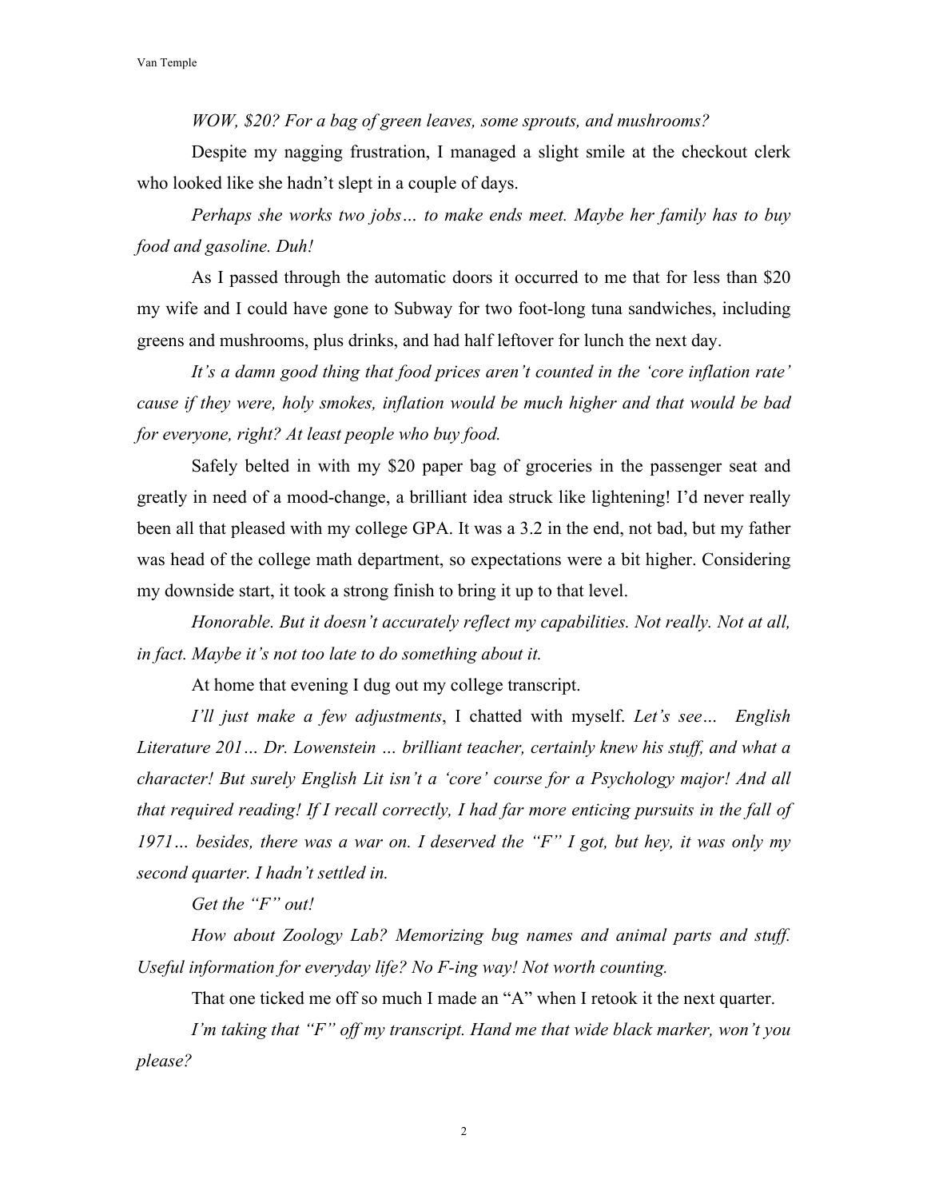*WOW, $20? For a bag of green leaves, some sprouts, and mushrooms?*

Despite my nagging frustration, I managed a slight smile at the checkout clerk who looked like she hadn't slept in a couple of days.

*Perhaps she works two jobs… to make ends meet. Maybe her family has to buy food and gasoline. Duh!*

As I passed through the automatic doors it occurred to me that for less than $20 my wife and I could have gone to Subway for two foot-long tuna sandwiches, including greens and mushrooms, plus drinks, and had half leftover for lunch the next day.

*It's a damn good thing that food prices aren't counted in the 'core inflation rate' cause if they were, holy smokes, inflation would be much higher and that would be bad for everyone, right? At least people who buy food.*

Safely belted in with my $20 paper bag of groceries in the passenger seat and greatly in need of a mood-change, a brilliant idea struck like lightening! I'd never really been all that pleased with my college GPA. It was a 3.2 in the end, not bad, but my father was head of the college math department, so expectations were a bit higher. Considering my downside start, it took a strong finish to bring it up to that level.

*Honorable. But it doesn't accurately reflect my capabilities. Not really. Not at all, in fact. Maybe it's not too late to do something about it.*

At home that evening I dug out my college transcript.

*I'll just make a few adjustments*, I chatted with myself. *Let's see… English Literature 201… Dr. Lowenstein … brilliant teacher, certainly knew his stuff, and what a character! But surely English Lit isn't a 'core' course for a Psychology major! And all that required reading! If I recall correctly, I had far more enticing pursuits in the fall of 1971… besides, there was a war on. I deserved the "F" I got, but hey, it was only my second quarter. I hadn't settled in.*

*Get the "F" out!*

*How about Zoology Lab? Memorizing bug names and animal parts and stuff. Useful information for everyday life? No F-ing way! Not worth counting.*

That one ticked me off so much I made an "A" when I retook it the next quarter.

*I'm taking that "F" off my transcript. Hand me that wide black marker, won't you please?*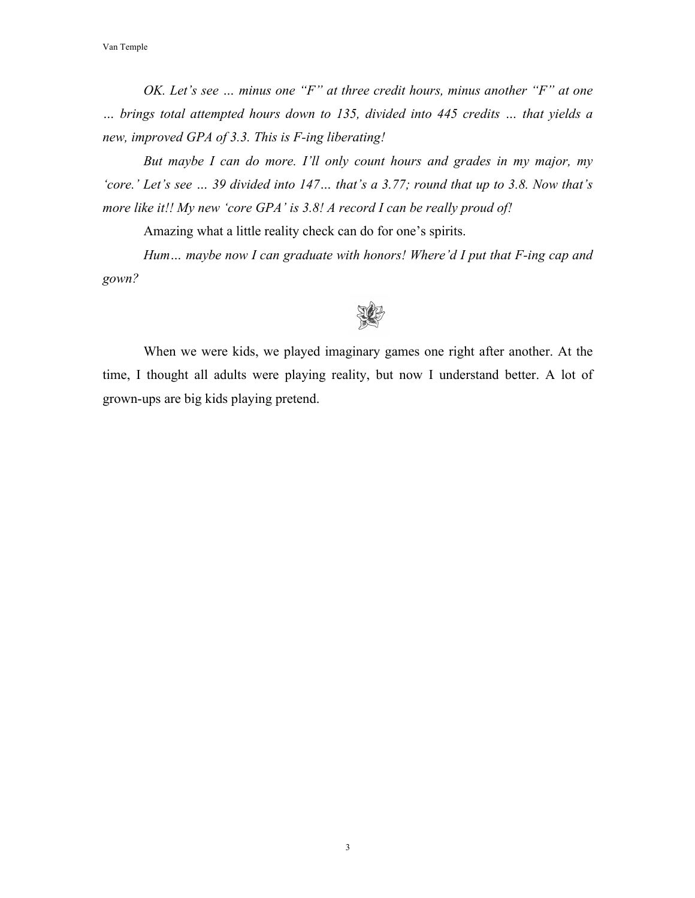*OK. Let's see … minus one "F" at three credit hours, minus another "F" at one … brings total attempted hours down to 135, divided into 445 credits … that yields a new, improved GPA of 3.3. This is F-ing liberating!*

*But maybe I can do more. I'll only count hours and grades in my major, my 'core.' Let's see … 39 divided into 147… that's a 3.77; round that up to 3.8. Now that's more like it!! My new 'core GPA' is 3.8! A record I can be really proud of!*

Amazing what a little reality check can do for one's spirits.

*Hum… maybe now I can graduate with honors! Where'd I put that F-ing cap and gown?*

When we were kids, we played imaginary games one right after another. At the time, I thought all adults were playing reality, but now I understand better. A lot of grown-ups are big kids playing pretend.